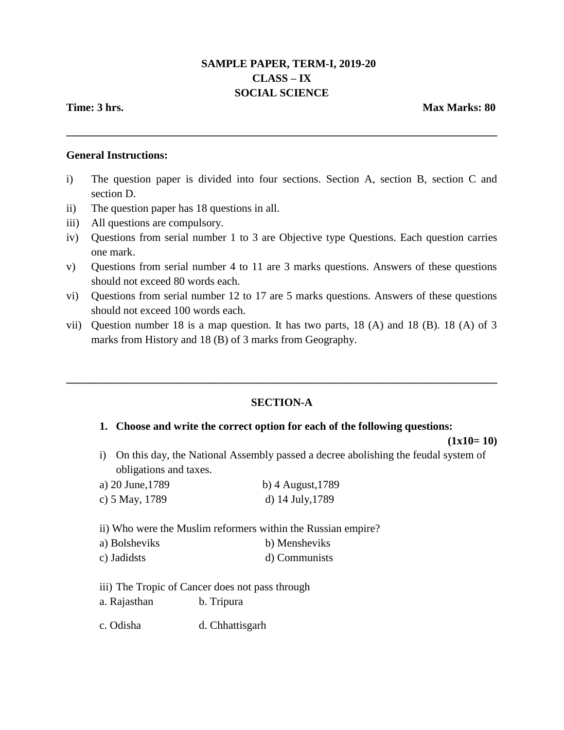# SAMPLE PAPER, TERM-I, 2019-20
## CLASS – IX
## SOCIAL SCIENCE

**Time: 3 hrs.** **Max Marks: 80**

---

**General Instructions:**

i) The question paper is divided into four sections. Section A, section B, section C and section D.
ii) The question paper has 18 questions in all.
iii) All questions are compulsory.
iv) Questions from serial number 1 to 3 are Objective type Questions. Each question carries one mark.
v) Questions from serial number 4 to 11 are 3 marks questions. Answers of these questions should not exceed 80 words each.
vi) Questions from serial number 12 to 17 are 5 marks questions. Answers of these questions should not exceed 100 words each.
vii) Question number 18 is a map question. It has two parts, 18 (A) and 18 (B). 18 (A) of 3 marks from History and 18 (B) of 3 marks from Geography.

---

### SECTION-A

**1. Choose and write the correct option for each of the following questions:** **(1x10= 10)**

i) On this day, the National Assembly passed a decree abolishing the feudal system of obligations and taxes.

a) 20 June,1789 b) 4 August,1789
c) 5 May, 1789 d) 14 July,1789

ii) Who were the Muslim reformers within the Russian empire?

a) Bolsheviks b) Mensheviks
c) Jadidsts d) Communists

iii) The Tropic of Cancer does not pass through

a. Rajasthan b. Tripura

c. Odisha d. Chhattisgarh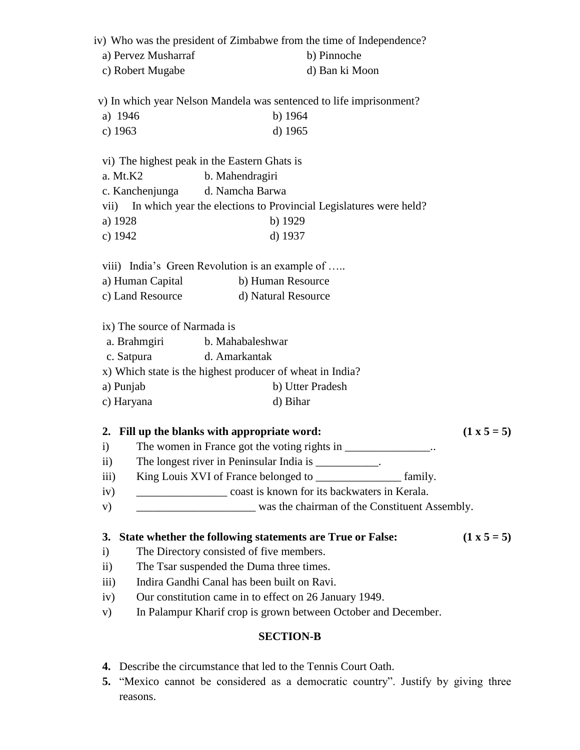iv) Who was the president of Zimbabwe from the time of Independence?

a) Pervez Musharraf b) Pinnoche

c) Robert Mugabe d) Ban ki Moon

v) In which year Nelson Mandela was sentenced to life imprisonment?

a) 1946 b) 1964

c) 1963 d) 1965

vi) The highest peak in the Eastern Ghats is

a. Mt.K2 b. Mahendragiri

c. Kanchenjunga d. Namcha Barwa

vii) In which year the elections to Provincial Legislatures were held?

a) 1928 b) 1929

c) 1942 d) 1937

viii) India's Green Revolution is an example of …..

a) Human Capital b) Human Resource

c) Land Resource d) Natural Resource

ix) The source of Narmada is

a. Brahmgiri b. Mahabaleshwar

c. Satpura d. Amarkantak

x) Which state is the highest producer of wheat in India?

a) Punjab b) Utter Pradesh

c) Haryana d) Bihar

**2. Fill up the blanks with appropriate word: (1 x 5 = 5)**

i) The women in France got the voting rights in _______________..

ii) The longest river in Peninsular India is ___________.

iii) King Louis XVI of France belonged to _______________ family.

iv) ________________ coast is known for its backwaters in Kerala.

v) _____________________ was the chairman of the Constituent Assembly.

**3. State whether the following statements are True or False: (1 x 5 = 5)**

i) The Directory consisted of five members.

ii) The Tsar suspended the Duma three times.

iii) Indira Gandhi Canal has been built on Ravi.

iv) Our constitution came in to effect on 26 January 1949.

v) In Palampur Kharif crop is grown between October and December.

**SECTION-B**

**4.** Describe the circumstance that led to the Tennis Court Oath.

**5.** "Mexico cannot be considered as a democratic country". Justify by giving three reasons.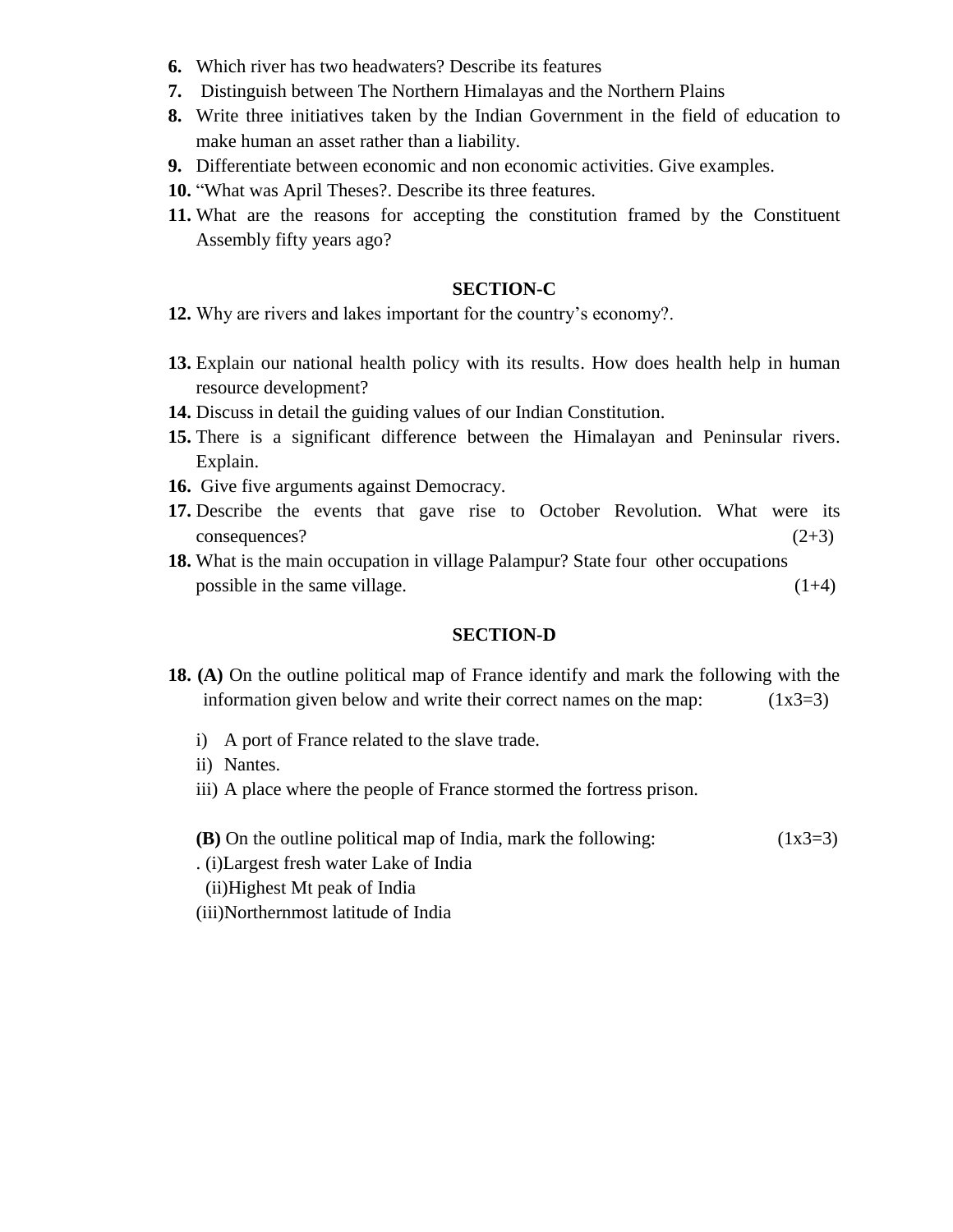6. Which river has two headwaters? Describe its features
7. Distinguish between The Northern Himalayas and the Northern Plains
8. Write three initiatives taken by the Indian Government in the field of education to make human an asset rather than a liability.
9. Differentiate between economic and non economic activities. Give examples.
10. "What was April Theses?. Describe its three features.
11. What are the reasons for accepting the constitution framed by the Constituent Assembly fifty years ago?

## SECTION-C

12. Why are rivers and lakes important for the country's economy?.

13. Explain our national health policy with its results. How does health help in human resource development?
14. Discuss in detail the guiding values of our Indian Constitution.
15. There is a significant difference between the Himalayan and Peninsular rivers. Explain.
16. Give five arguments against Democracy.
17. Describe the events that gave rise to October Revolution. What were its consequences? (2+3)
18. What is the main occupation in village Palampur? State four other occupations possible in the same village. (1+4)

## SECTION-D

18. **(A)** On the outline political map of France identify and mark the following with the information given below and write their correct names on the map: (1x3=3)

    i) A port of France related to the slave trade.
    ii) Nantes.
    iii) A place where the people of France stormed the fortress prison.

    **(B)** On the outline political map of India, mark the following: (1x3=3)

    . (i)Largest fresh water Lake of India
    (ii)Highest Mt peak of India
    (iii)Northernmost latitude of India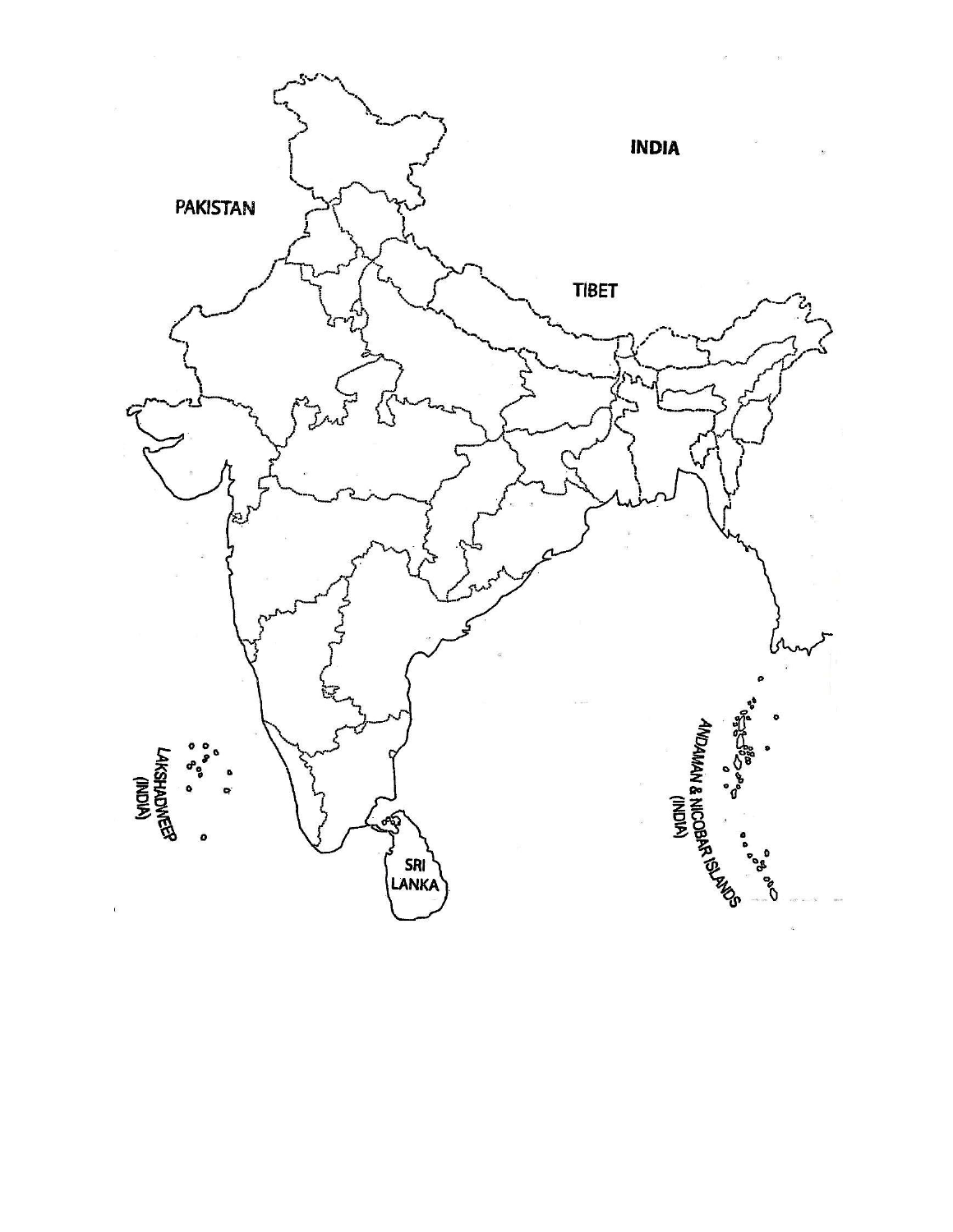INDIA

PAKISTAN

TIBET

LAKSHADWEEP (INDIA)

SRI LANKA

ANDAMAN & NICOBAR ISLANDS (INDIA)